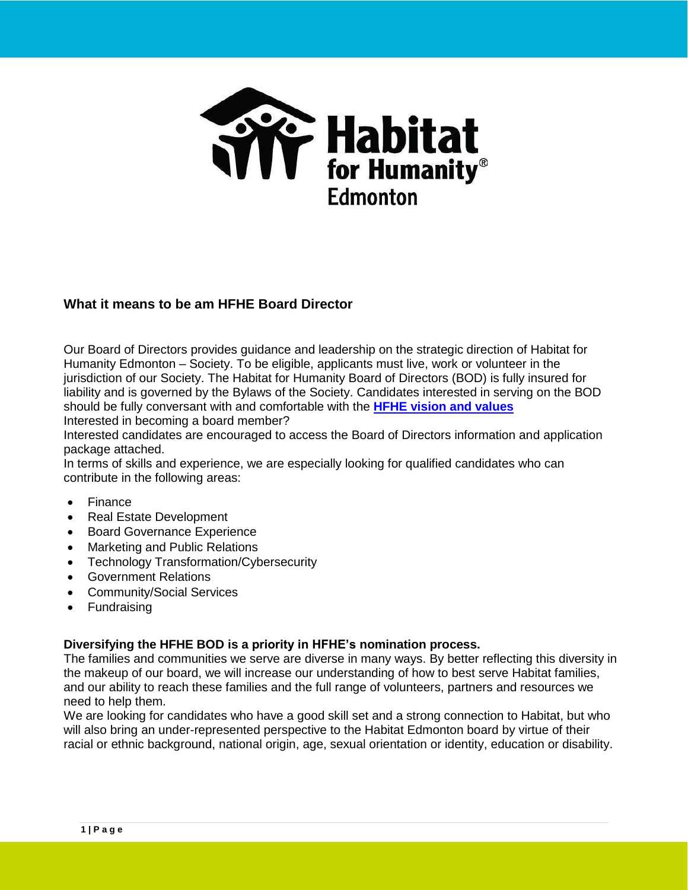## What it means to be am HFHE Board Director

Our Board of Directors provides guidance and leadership on the strategic direction of Habitat for Humanity Edmonton – Society. To be eligible, applicants must live, work or volunteer in the jurisdiction of our Society. The Habitat for Humanity Board of Directors (BOD) is fully insured for liability and is governed by the Bylaws of the Society. Candidates interested in serving on the BOD should be fully conversant with and comfortable with the **HFHE vision and values**

Interested in becoming a board member?

Interested candidates are encouraged to access the Board of Directors information and application package attached.

In terms of skills and experience, we are especially looking for qualified candidates who can contribute in the following areas:

- Finance
- Real Estate Development
- Board Governance Experience
- Marketing and Public Relations
- Technology Transformation/Cybersecurity
- Government Relations
- Community/Social Services
- Fundraising

**Diversifying the HFHE BOD is a priority in HFHE's nomination process.**

The families and communities we serve are diverse in many ways. By better reflecting this diversity in the makeup of our board, we will increase our understanding of how to best serve Habitat families, and our ability to reach these families and the full range of volunteers, partners and resources we need to help them.

We are looking for candidates who have a good skill set and a strong connection to Habitat, but who will also bring an under-represented perspective to the Habitat Edmonton board by virtue of their racial or ethnic background, national origin, age, sexual orientation or identity, education or disability.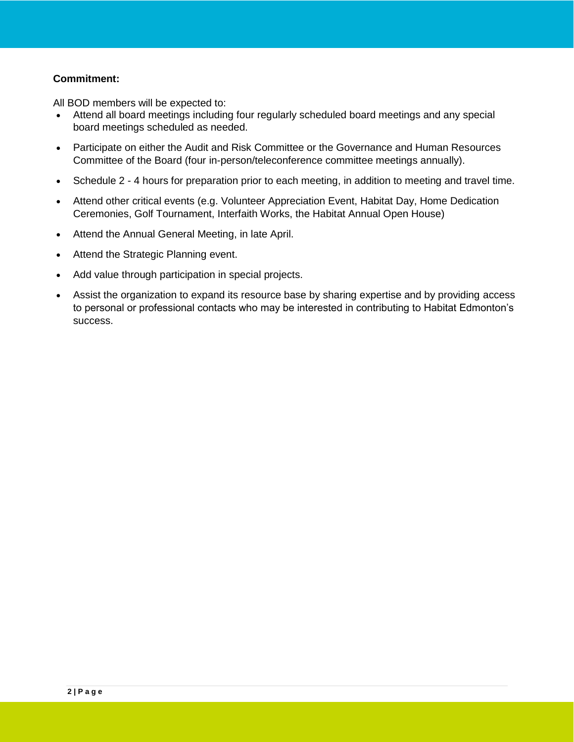**Commitment:**

All BOD members will be expected to:

- Attend all board meetings including four regularly scheduled board meetings and any special board meetings scheduled as needed.
- Participate on either the Audit and Risk Committee or the Governance and Human Resources Committee of the Board (four in-person/teleconference committee meetings annually).
- Schedule 2 - 4 hours for preparation prior to each meeting, in addition to meeting and travel time.
- Attend other critical events (e.g. Volunteer Appreciation Event, Habitat Day, Home Dedication Ceremonies, Golf Tournament, Interfaith Works, the Habitat Annual Open House)
- Attend the Annual General Meeting, in late April.
- Attend the Strategic Planning event.
- Add value through participation in special projects.
- Assist the organization to expand its resource base by sharing expertise and by providing access to personal or professional contacts who may be interested in contributing to Habitat Edmonton's success.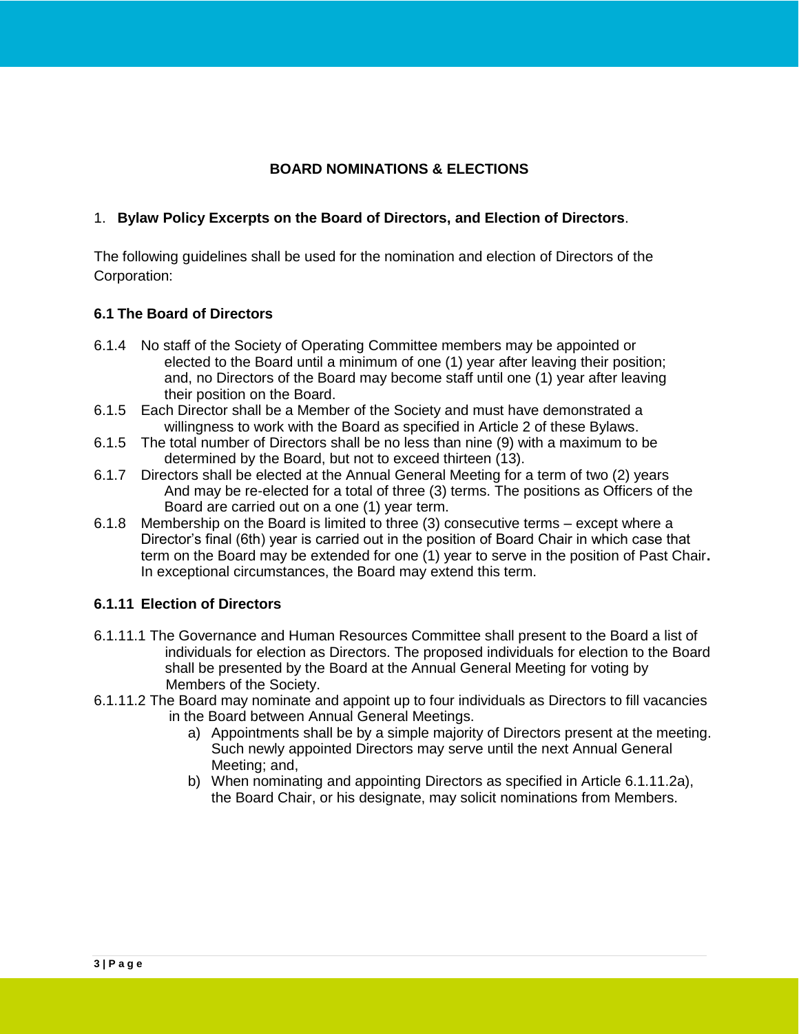**BOARD NOMINATIONS & ELECTIONS**

1. **Bylaw Policy Excerpts on the Board of Directors, and Election of Directors**.

The following guidelines shall be used for the nomination and election of Directors of the Corporation:

**6.1 The Board of Directors**

6.1.4 No staff of the Society of Operating Committee members may be appointed or elected to the Board until a minimum of one (1) year after leaving their position; and, no Directors of the Board may become staff until one (1) year after leaving their position on the Board.

6.1.5 Each Director shall be a Member of the Society and must have demonstrated a willingness to work with the Board as specified in Article 2 of these Bylaws.

6.1.5 The total number of Directors shall be no less than nine (9) with a maximum to be determined by the Board, but not to exceed thirteen (13).

6.1.7 Directors shall be elected at the Annual General Meeting for a term of two (2) years And may be re-elected for a total of three (3) terms. The positions as Officers of the Board are carried out on a one (1) year term.

6.1.8 Membership on the Board is limited to three (3) consecutive terms – except where a Director's final (6th) year is carried out in the position of Board Chair in which case that term on the Board may be extended for one (1) year to serve in the position of Past Chair**.** In exceptional circumstances, the Board may extend this term.

**6.1.11 Election of Directors**

6.1.11.1 The Governance and Human Resources Committee shall present to the Board a list of individuals for election as Directors. The proposed individuals for election to the Board shall be presented by the Board at the Annual General Meeting for voting by Members of the Society.

6.1.11.2 The Board may nominate and appoint up to four individuals as Directors to fill vacancies in the Board between Annual General Meetings.

a) Appointments shall be by a simple majority of Directors present at the meeting. Such newly appointed Directors may serve until the next Annual General Meeting; and,

b) When nominating and appointing Directors as specified in Article 6.1.11.2a), the Board Chair, or his designate, may solicit nominations from Members.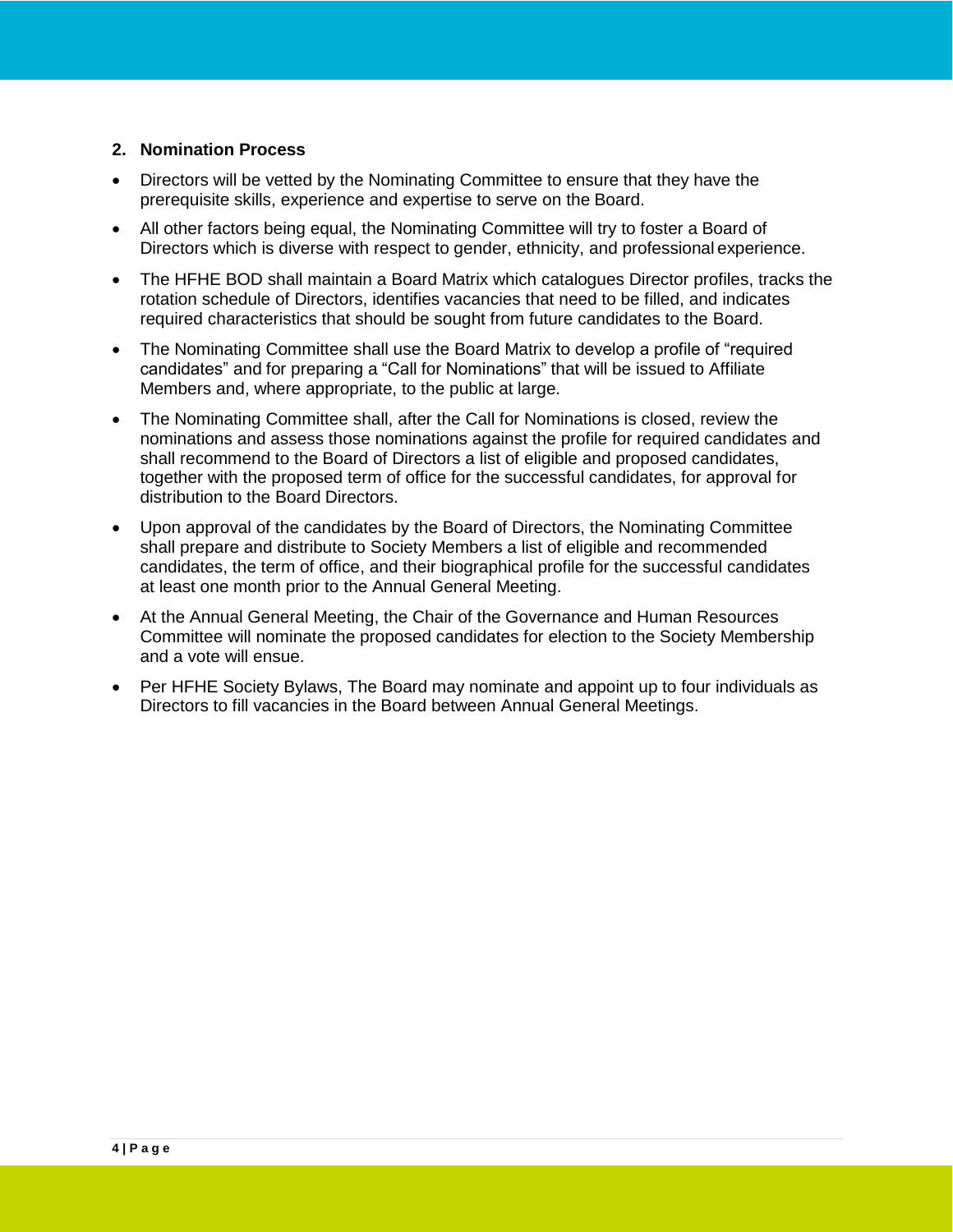## 2. Nomination Process

- Directors will be vetted by the Nominating Committee to ensure that they have the prerequisite skills, experience and expertise to serve on the Board.
- All other factors being equal, the Nominating Committee will try to foster a Board of Directors which is diverse with respect to gender, ethnicity, and professional experience.
- The HFHE BOD shall maintain a Board Matrix which catalogues Director profiles, tracks the rotation schedule of Directors, identifies vacancies that need to be filled, and indicates required characteristics that should be sought from future candidates to the Board.
- The Nominating Committee shall use the Board Matrix to develop a profile of "required candidates" and for preparing a "Call for Nominations" that will be issued to Affiliate Members and, where appropriate, to the public at large.
- The Nominating Committee shall, after the Call for Nominations is closed, review the nominations and assess those nominations against the profile for required candidates and shall recommend to the Board of Directors a list of eligible and proposed candidates, together with the proposed term of office for the successful candidates, for approval for distribution to the Board Directors.
- Upon approval of the candidates by the Board of Directors, the Nominating Committee shall prepare and distribute to Society Members a list of eligible and recommended candidates, the term of office, and their biographical profile for the successful candidates at least one month prior to the Annual General Meeting.
- At the Annual General Meeting, the Chair of the Governance and Human Resources Committee will nominate the proposed candidates for election to the Society Membership and a vote will ensue.
- Per HFHE Society Bylaws, The Board may nominate and appoint up to four individuals as Directors to fill vacancies in the Board between Annual General Meetings.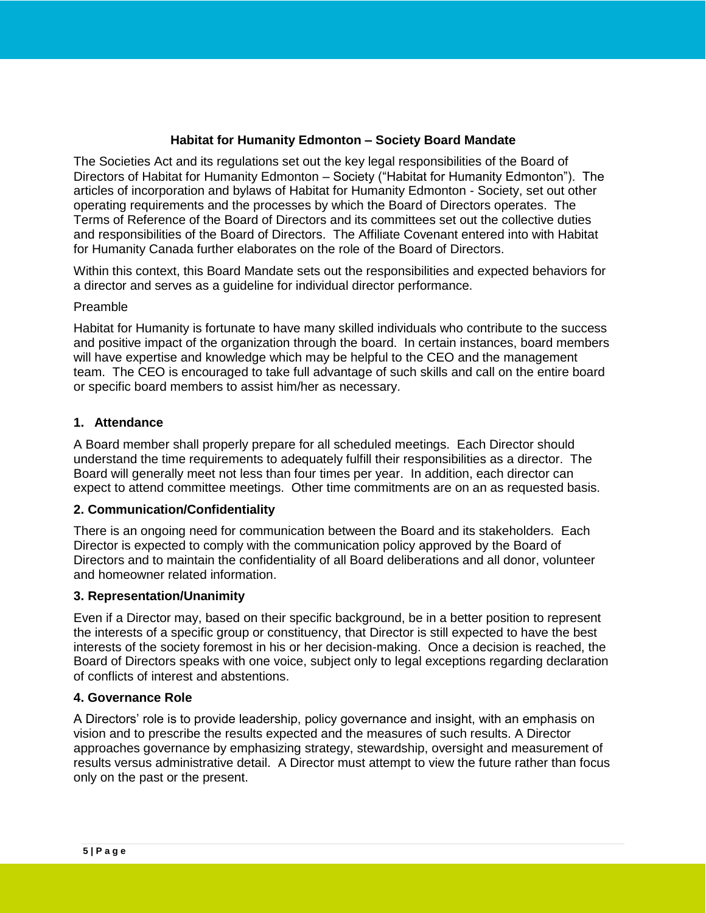**Habitat for Humanity Edmonton – Society Board Mandate**

The Societies Act and its regulations set out the key legal responsibilities of the Board of Directors of Habitat for Humanity Edmonton – Society ("Habitat for Humanity Edmonton"). The articles of incorporation and bylaws of Habitat for Humanity Edmonton - Society, set out other operating requirements and the processes by which the Board of Directors operates. The Terms of Reference of the Board of Directors and its committees set out the collective duties and responsibilities of the Board of Directors. The Affiliate Covenant entered into with Habitat for Humanity Canada further elaborates on the role of the Board of Directors.

Within this context, this Board Mandate sets out the responsibilities and expected behaviors for a director and serves as a guideline for individual director performance.

Preamble

Habitat for Humanity is fortunate to have many skilled individuals who contribute to the success and positive impact of the organization through the board. In certain instances, board members will have expertise and knowledge which may be helpful to the CEO and the management team. The CEO is encouraged to take full advantage of such skills and call on the entire board or specific board members to assist him/her as necessary.

**1. Attendance**

A Board member shall properly prepare for all scheduled meetings. Each Director should understand the time requirements to adequately fulfill their responsibilities as a director. The Board will generally meet not less than four times per year. In addition, each director can expect to attend committee meetings. Other time commitments are on an as requested basis.

**2. Communication/Confidentiality**

There is an ongoing need for communication between the Board and its stakeholders. Each Director is expected to comply with the communication policy approved by the Board of Directors and to maintain the confidentiality of all Board deliberations and all donor, volunteer and homeowner related information.

**3. Representation/Unanimity**

Even if a Director may, based on their specific background, be in a better position to represent the interests of a specific group or constituency, that Director is still expected to have the best interests of the society foremost in his or her decision-making. Once a decision is reached, the Board of Directors speaks with one voice, subject only to legal exceptions regarding declaration of conflicts of interest and abstentions.

**4. Governance Role**

A Directors' role is to provide leadership, policy governance and insight, with an emphasis on vision and to prescribe the results expected and the measures of such results. A Director approaches governance by emphasizing strategy, stewardship, oversight and measurement of results versus administrative detail. A Director must attempt to view the future rather than focus only on the past or the present.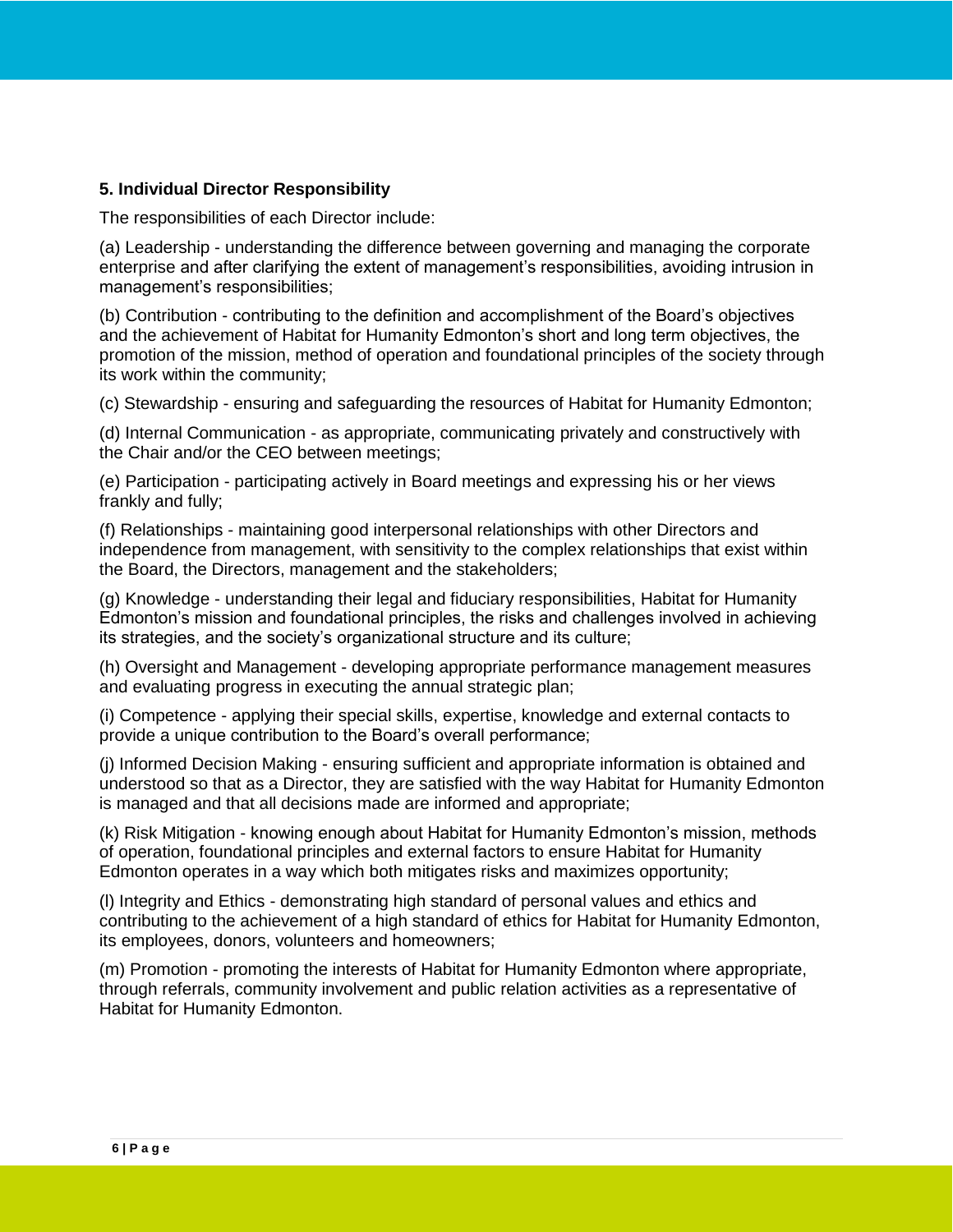### 5. Individual Director Responsibility

The responsibilities of each Director include:

(a) Leadership - understanding the difference between governing and managing the corporate enterprise and after clarifying the extent of management's responsibilities, avoiding intrusion in management's responsibilities;

(b) Contribution - contributing to the definition and accomplishment of the Board's objectives and the achievement of Habitat for Humanity Edmonton's short and long term objectives, the promotion of the mission, method of operation and foundational principles of the society through its work within the community;

(c) Stewardship - ensuring and safeguarding the resources of Habitat for Humanity Edmonton;

(d) Internal Communication - as appropriate, communicating privately and constructively with the Chair and/or the CEO between meetings;

(e) Participation - participating actively in Board meetings and expressing his or her views frankly and fully;

(f) Relationships - maintaining good interpersonal relationships with other Directors and independence from management, with sensitivity to the complex relationships that exist within the Board, the Directors, management and the stakeholders;

(g) Knowledge - understanding their legal and fiduciary responsibilities, Habitat for Humanity Edmonton's mission and foundational principles, the risks and challenges involved in achieving its strategies, and the society's organizational structure and its culture;

(h) Oversight and Management - developing appropriate performance management measures and evaluating progress in executing the annual strategic plan;

(i) Competence - applying their special skills, expertise, knowledge and external contacts to provide a unique contribution to the Board's overall performance;

(j) Informed Decision Making - ensuring sufficient and appropriate information is obtained and understood so that as a Director, they are satisfied with the way Habitat for Humanity Edmonton is managed and that all decisions made are informed and appropriate;

(k) Risk Mitigation - knowing enough about Habitat for Humanity Edmonton's mission, methods of operation, foundational principles and external factors to ensure Habitat for Humanity Edmonton operates in a way which both mitigates risks and maximizes opportunity;

(l) Integrity and Ethics - demonstrating high standard of personal values and ethics and contributing to the achievement of a high standard of ethics for Habitat for Humanity Edmonton, its employees, donors, volunteers and homeowners;

(m) Promotion - promoting the interests of Habitat for Humanity Edmonton where appropriate, through referrals, community involvement and public relation activities as a representative of Habitat for Humanity Edmonton.